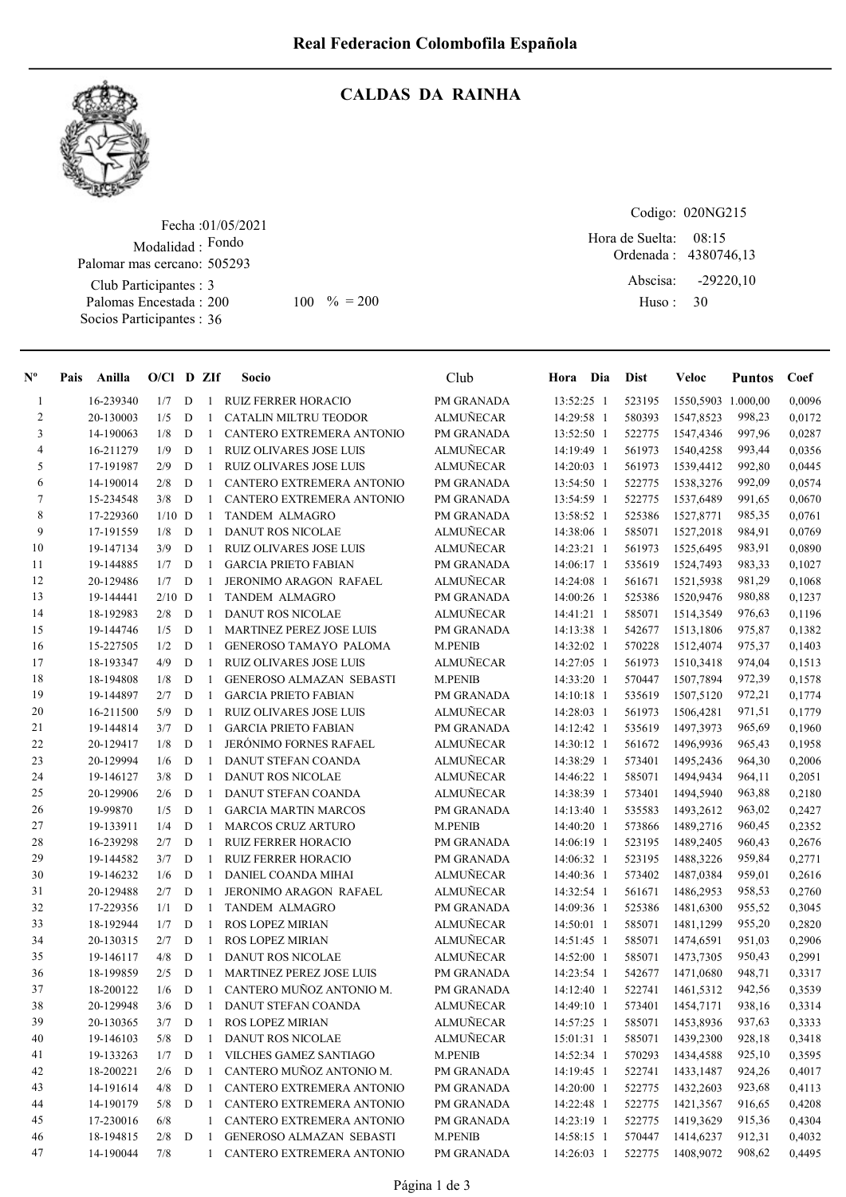# Real Federacion Colombofila Española

## CALDAS DA RAINHA

Fecha :01/05/2021
Modalidad : Fondo
Palomar mas cercano: 505293
Club Participantes : 3
Palomas Encestada : 200 100 % = 200
Socios Participantes : 36

Codigo: 020NG215
Hora de Suelta: 08:15
Ordenada : 4380746,13
Abscisa: -29220,10
Huso : 30

| Nº | Pais | Anilla | O/Cl | D | ZIf | Socio | Club | Hora | Dia | Dist | Veloc | Puntos | Coef |
|---|---|---|---|---|---|---|---|---|---|---|---|---|---|
| 1 | | 16-239340 | 1/7 | D | 1 | RUIZ FERRER HORACIO | PM GRANADA | 13:52:25 | 1 | 523195 | 1550,5903 | 1.000,00 | 0,0096 |
| 2 | | 20-130003 | 1/5 | D | 1 | CATALIN MILTRU TEODOR | ALMUÑECAR | 14:29:58 | 1 | 580393 | 1547,8523 | 998,23 | 0,0172 |
| 3 | | 14-190063 | 1/8 | D | 1 | CANTERO EXTREMERA ANTONIO | PM GRANADA | 13:52:50 | 1 | 522775 | 1547,4346 | 997,96 | 0,0287 |
| 4 | | 16-211279 | 1/9 | D | 1 | RUIZ OLIVARES JOSE LUIS | ALMUÑECAR | 14:19:49 | 1 | 561973 | 1540,4258 | 993,44 | 0,0356 |
| 5 | | 17-191987 | 2/9 | D | 1 | RUIZ OLIVARES JOSE LUIS | ALMUÑECAR | 14:20:03 | 1 | 561973 | 1539,4412 | 992,80 | 0,0445 |
| 6 | | 14-190014 | 2/8 | D | 1 | CANTERO EXTREMERA ANTONIO | PM GRANADA | 13:54:50 | 1 | 522775 | 1538,3276 | 992,09 | 0,0574 |
| 7 | | 15-234548 | 3/8 | D | 1 | CANTERO EXTREMERA ANTONIO | PM GRANADA | 13:54:59 | 1 | 522775 | 1537,6489 | 991,65 | 0,0670 |
| 8 | | 17-229360 | 1/10 | D | 1 | TANDEM ALMAGRO | PM GRANADA | 13:58:52 | 1 | 525386 | 1527,8771 | 985,35 | 0,0761 |
| 9 | | 17-191559 | 1/8 | D | 1 | DANUT ROS NICOLAE | ALMUÑECAR | 14:38:06 | 1 | 585071 | 1527,2018 | 984,91 | 0,0769 |
| 10 | | 19-147134 | 3/9 | D | 1 | RUIZ OLIVARES JOSE LUIS | ALMUÑECAR | 14:23:21 | 1 | 561973 | 1525,6495 | 983,91 | 0,0890 |
| 11 | | 19-144885 | 1/7 | D | 1 | GARCIA PRIETO FABIAN | PM GRANADA | 14:06:17 | 1 | 535619 | 1524,7493 | 983,33 | 0,1027 |
| 12 | | 20-129486 | 1/7 | D | 1 | JERONIMO ARAGON RAFAEL | ALMUÑECAR | 14:24:08 | 1 | 561671 | 1521,5938 | 981,29 | 0,1068 |
| 13 | | 19-144441 | 2/10 | D | 1 | TANDEM ALMAGRO | PM GRANADA | 14:00:26 | 1 | 525386 | 1520,9476 | 980,88 | 0,1237 |
| 14 | | 18-192983 | 2/8 | D | 1 | DANUT ROS NICOLAE | ALMUÑECAR | 14:41:21 | 1 | 585071 | 1514,3549 | 976,63 | 0,1196 |
| 15 | | 19-144746 | 1/5 | D | 1 | MARTINEZ PEREZ JOSE LUIS | PM GRANADA | 14:13:38 | 1 | 542677 | 1513,1806 | 975,87 | 0,1382 |
| 16 | | 15-227505 | 1/2 | D | 1 | GENEROSO TAMAYO PALOMA | M.PENIB | 14:32:02 | 1 | 570228 | 1512,4074 | 975,37 | 0,1403 |
| 17 | | 18-193347 | 4/9 | D | 1 | RUIZ OLIVARES JOSE LUIS | ALMUÑECAR | 14:27:05 | 1 | 561973 | 1510,3418 | 974,04 | 0,1513 |
| 18 | | 18-194808 | 1/8 | D | 1 | GENEROSO ALMAZAN SEBASTI | M.PENIB | 14:33:20 | 1 | 570447 | 1507,7894 | 972,39 | 0,1578 |
| 19 | | 19-144897 | 2/7 | D | 1 | GARCIA PRIETO FABIAN | PM GRANADA | 14:10:18 | 1 | 535619 | 1507,5120 | 972,21 | 0,1774 |
| 20 | | 16-211500 | 5/9 | D | 1 | RUIZ OLIVARES JOSE LUIS | ALMUÑECAR | 14:28:03 | 1 | 561973 | 1506,4281 | 971,51 | 0,1779 |
| 21 | | 19-144814 | 3/7 | D | 1 | GARCIA PRIETO FABIAN | PM GRANADA | 14:12:42 | 1 | 535619 | 1497,3973 | 965,69 | 0,1960 |
| 22 | | 20-129417 | 1/8 | D | 1 | JERÓNIMO FORNES RAFAEL | ALMUÑECAR | 14:30:12 | 1 | 561672 | 1496,9936 | 965,43 | 0,1958 |
| 23 | | 20-129994 | 1/6 | D | 1 | DANUT STEFAN COANDA | ALMUÑECAR | 14:38:29 | 1 | 573401 | 1495,2436 | 964,30 | 0,2006 |
| 24 | | 19-146127 | 3/8 | D | 1 | DANUT ROS NICOLAE | ALMUÑECAR | 14:46:22 | 1 | 585071 | 1494,9434 | 964,11 | 0,2051 |
| 25 | | 20-129906 | 2/6 | D | 1 | DANUT STEFAN COANDA | ALMUÑECAR | 14:38:39 | 1 | 573401 | 1494,5940 | 963,88 | 0,2180 |
| 26 | | 19-99870 | 1/5 | D | 1 | GARCIA MARTIN MARCOS | PM GRANADA | 14:13:40 | 1 | 535583 | 1493,2612 | 963,02 | 0,2427 |
| 27 | | 19-133911 | 1/4 | D | 1 | MARCOS CRUZ ARTURO | M.PENIB | 14:40:20 | 1 | 573866 | 1489,2716 | 960,45 | 0,2352 |
| 28 | | 16-239298 | 2/7 | D | 1 | RUIZ FERRER HORACIO | PM GRANADA | 14:06:19 | 1 | 523195 | 1489,2405 | 960,43 | 0,2676 |
| 29 | | 19-144582 | 3/7 | D | 1 | RUIZ FERRER HORACIO | PM GRANADA | 14:06:32 | 1 | 523195 | 1488,3226 | 959,84 | 0,2771 |
| 30 | | 19-146232 | 1/6 | D | 1 | DANIEL COANDA MIHAI | ALMUÑECAR | 14:40:36 | 1 | 573402 | 1487,0384 | 959,01 | 0,2616 |
| 31 | | 20-129488 | 2/7 | D | 1 | JERONIMO ARAGON RAFAEL | ALMUÑECAR | 14:32:54 | 1 | 561671 | 1486,2953 | 958,53 | 0,2760 |
| 32 | | 17-229356 | 1/1 | D | 1 | TANDEM ALMAGRO | PM GRANADA | 14:09:36 | 1 | 525386 | 1481,6300 | 955,52 | 0,3045 |
| 33 | | 18-192944 | 1/7 | D | 1 | ROS LOPEZ MIRIAN | ALMUÑECAR | 14:50:01 | 1 | 585071 | 1481,1299 | 955,20 | 0,2820 |
| 34 | | 20-130315 | 2/7 | D | 1 | ROS LOPEZ MIRIAN | ALMUÑECAR | 14:51:45 | 1 | 585071 | 1474,6591 | 951,03 | 0,2906 |
| 35 | | 19-146117 | 4/8 | D | 1 | DANUT ROS NICOLAE | ALMUÑECAR | 14:52:00 | 1 | 585071 | 1473,7305 | 950,43 | 0,2991 |
| 36 | | 18-199859 | 2/5 | D | 1 | MARTINEZ PEREZ JOSE LUIS | PM GRANADA | 14:23:54 | 1 | 542677 | 1471,0680 | 948,71 | 0,3317 |
| 37 | | 18-200122 | 1/6 | D | 1 | CANTERO MUÑOZ ANTONIO M. | PM GRANADA | 14:12:40 | 1 | 522741 | 1461,5312 | 942,56 | 0,3539 |
| 38 | | 20-129948 | 3/6 | D | 1 | DANUT STEFAN COANDA | ALMUÑECAR | 14:49:10 | 1 | 573401 | 1454,7171 | 938,16 | 0,3314 |
| 39 | | 20-130365 | 3/7 | D | 1 | ROS LOPEZ MIRIAN | ALMUÑECAR | 14:57:25 | 1 | 585071 | 1453,8936 | 937,63 | 0,3333 |
| 40 | | 19-146103 | 5/8 | D | 1 | DANUT ROS NICOLAE | ALMUÑECAR | 15:01:31 | 1 | 585071 | 1439,2300 | 928,18 | 0,3418 |
| 41 | | 19-133263 | 1/7 | D | 1 | VILCHES GAMEZ SANTIAGO | M.PENIB | 14:52:34 | 1 | 570293 | 1434,4588 | 925,10 | 0,3595 |
| 42 | | 18-200221 | 2/6 | D | 1 | CANTERO MUÑOZ ANTONIO M. | PM GRANADA | 14:19:45 | 1 | 522741 | 1433,1487 | 924,26 | 0,4017 |
| 43 | | 14-191614 | 4/8 | D | 1 | CANTERO EXTREMERA ANTONIO | PM GRANADA | 14:20:00 | 1 | 522775 | 1432,2603 | 923,68 | 0,4113 |
| 44 | | 14-190179 | 5/8 | D | 1 | CANTERO EXTREMERA ANTONIO | PM GRANADA | 14:22:48 | 1 | 522775 | 1421,3567 | 916,65 | 0,4208 |
| 45 | | 17-230016 | 6/8 | | 1 | CANTERO EXTREMERA ANTONIO | PM GRANADA | 14:23:19 | 1 | 522775 | 1419,3629 | 915,36 | 0,4304 |
| 46 | | 18-194815 | 2/8 | D | 1 | GENEROSO ALMAZAN SEBASTI | M.PENIB | 14:58:15 | 1 | 570447 | 1414,6237 | 912,31 | 0,4032 |
| 47 | | 14-190044 | 7/8 | | 1 | CANTERO EXTREMERA ANTONIO | PM GRANADA | 14:26:03 | 1 | 522775 | 1408,9072 | 908,62 | 0,4495 |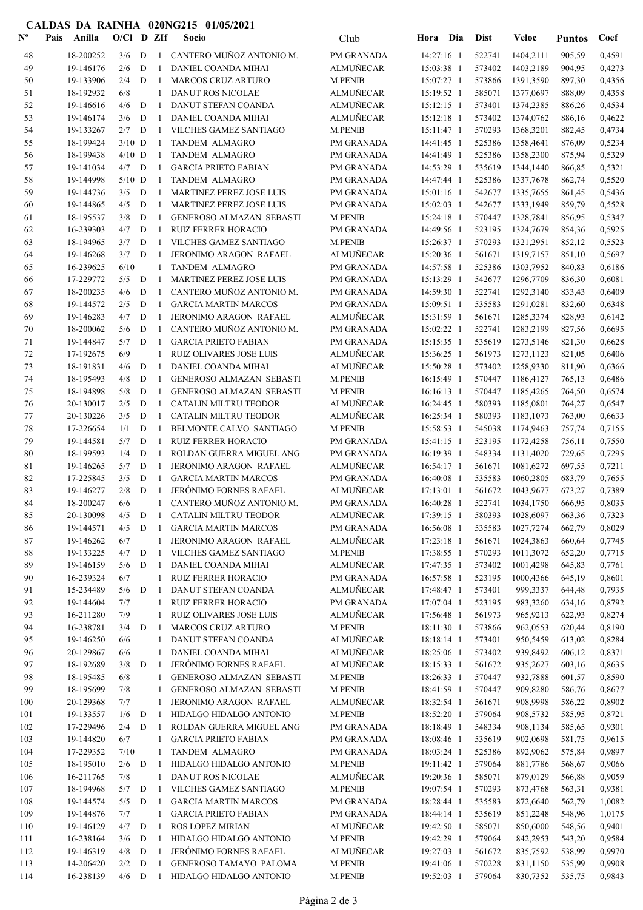# CALDAS DA RAINHA 020NG215 01/05/2021

| Nº | Pais | Anilla | O/Cl | D | ZIf | Socio | Club | Hora | Dia | Dist | Veloc | Puntos | Coef |
|---|---|---|---|---|---|---|---|---|---|---|---|---|---|
| 48 | | 18-200252 | 3/6 | D | 1 | CANTERO MUÑOZ ANTONIO M. | PM GRANADA | 14:27:16 | 1 | 522741 | 1404,2111 | 905,59 | 0,4591 |
| 49 | | 19-146176 | 2/6 | D | 1 | DANIEL COANDA MIHAI | ALMUÑECAR | 15:03:38 | 1 | 573402 | 1403,2189 | 904,95 | 0,4273 |
| 50 | | 19-133906 | 2/4 | D | 1 | MARCOS CRUZ ARTURO | M.PENIB | 15:07:27 | 1 | 573866 | 1391,3590 | 897,30 | 0,4356 |
| 51 | | 18-192932 | 6/8 | | 1 | DANUT ROS NICOLAE | ALMUÑECAR | 15:19:52 | 1 | 585071 | 1377,0697 | 888,09 | 0,4358 |
| 52 | | 19-146616 | 4/6 | D | 1 | DANUT STEFAN COANDA | ALMUÑECAR | 15:12:15 | 1 | 573401 | 1374,2385 | 886,26 | 0,4534 |
| 53 | | 19-146174 | 3/6 | D | 1 | DANIEL COANDA MIHAI | ALMUÑECAR | 15:12:18 | 1 | 573402 | 1374,0762 | 886,16 | 0,4622 |
| 54 | | 19-133267 | 2/7 | D | 1 | VILCHES GAMEZ SANTIAGO | M.PENIB | 15:11:47 | 1 | 570293 | 1368,3201 | 882,45 | 0,4734 |
| 55 | | 18-199424 | 3/10 | D | 1 | TANDEM ALMAGRO | PM GRANADA | 14:41:45 | 1 | 525386 | 1358,4641 | 876,09 | 0,5234 |
| 56 | | 18-199438 | 4/10 | D | 1 | TANDEM ALMAGRO | PM GRANADA | 14:41:49 | 1 | 525386 | 1358,2300 | 875,94 | 0,5329 |
| 57 | | 19-141034 | 4/7 | D | 1 | GARCIA PRIETO FABIAN | PM GRANADA | 14:53:29 | 1 | 535619 | 1344,1440 | 866,85 | 0,5321 |
| 58 | | 19-144998 | 5/10 | D | 1 | TANDEM ALMAGRO | PM GRANADA | 14:47:44 | 1 | 525386 | 1337,7678 | 862,74 | 0,5520 |
| 59 | | 19-144736 | 3/5 | D | 1 | MARTINEZ PEREZ JOSE LUIS | PM GRANADA | 15:01:16 | 1 | 542677 | 1335,7655 | 861,45 | 0,5436 |
| 60 | | 19-144865 | 4/5 | D | 1 | MARTINEZ PEREZ JOSE LUIS | PM GRANADA | 15:02:03 | 1 | 542677 | 1333,1949 | 859,79 | 0,5528 |
| 61 | | 18-195537 | 3/8 | D | 1 | GENEROSO ALMAZAN SEBASTI | M.PENIB | 15:24:18 | 1 | 570447 | 1328,7841 | 856,95 | 0,5347 |
| 62 | | 16-239303 | 4/7 | D | 1 | RUIZ FERRER HORACIO | PM GRANADA | 14:49:56 | 1 | 523195 | 1324,7679 | 854,36 | 0,5925 |
| 63 | | 18-194965 | 3/7 | D | 1 | VILCHES GAMEZ SANTIAGO | M.PENIB | 15:26:37 | 1 | 570293 | 1321,2951 | 852,12 | 0,5523 |
| 64 | | 19-146268 | 3/7 | D | 1 | JERONIMO ARAGON RAFAEL | ALMUÑECAR | 15:20:36 | 1 | 561671 | 1319,7157 | 851,10 | 0,5697 |
| 65 | | 16-239625 | 6/10 | | 1 | TANDEM ALMAGRO | PM GRANADA | 14:57:58 | 1 | 525386 | 1303,7952 | 840,83 | 0,6186 |
| 66 | | 17-229772 | 5/5 | D | 1 | MARTINEZ PEREZ JOSE LUIS | PM GRANADA | 15:13:29 | 1 | 542677 | 1296,7709 | 836,30 | 0,6081 |
| 67 | | 18-200235 | 4/6 | D | 1 | CANTERO MUÑOZ ANTONIO M. | PM GRANADA | 14:59:30 | 1 | 522741 | 1292,3140 | 833,43 | 0,6409 |
| 68 | | 19-144572 | 2/5 | D | 1 | GARCIA MARTIN MARCOS | PM GRANADA | 15:09:51 | 1 | 535583 | 1291,0281 | 832,60 | 0,6348 |
| 69 | | 19-146283 | 4/7 | D | 1 | JERONIMO ARAGON RAFAEL | ALMUÑECAR | 15:31:59 | 1 | 561671 | 1285,3374 | 828,93 | 0,6142 |
| 70 | | 18-200062 | 5/6 | D | 1 | CANTERO MUÑOZ ANTONIO M. | PM GRANADA | 15:02:22 | 1 | 522741 | 1283,2199 | 827,56 | 0,6695 |
| 71 | | 19-144847 | 5/7 | D | 1 | GARCIA PRIETO FABIAN | PM GRANADA | 15:15:35 | 1 | 535619 | 1273,5146 | 821,30 | 0,6628 |
| 72 | | 17-192675 | 6/9 | | 1 | RUIZ OLIVARES JOSE LUIS | ALMUÑECAR | 15:36:25 | 1 | 561973 | 1273,1123 | 821,05 | 0,6406 |
| 73 | | 18-191831 | 4/6 | D | 1 | DANIEL COANDA MIHAI | ALMUÑECAR | 15:50:28 | 1 | 573402 | 1258,9330 | 811,90 | 0,6366 |
| 74 | | 18-195493 | 4/8 | D | 1 | GENEROSO ALMAZAN SEBASTI | M.PENIB | 16:15:49 | 1 | 570447 | 1186,4127 | 765,13 | 0,6486 |
| 75 | | 18-194898 | 5/8 | D | 1 | GENEROSO ALMAZAN SEBASTI | M.PENIB | 16:16:13 | 1 | 570447 | 1185,4265 | 764,50 | 0,6574 |
| 76 | | 20-130017 | 2/5 | D | 1 | CATALIN MILTRU TEODOR | ALMUÑECAR | 16:24:45 | 1 | 580393 | 1185,0801 | 764,27 | 0,6547 |
| 77 | | 20-130226 | 3/5 | D | 1 | CATALIN MILTRU TEODOR | ALMUÑECAR | 16:25:34 | 1 | 580393 | 1183,1073 | 763,00 | 0,6633 |
| 78 | | 17-226654 | 1/1 | D | 1 | BELMONTE CALVO SANTIAGO | M.PENIB | 15:58:53 | 1 | 545038 | 1174,9463 | 757,74 | 0,7155 |
| 79 | | 19-144581 | 5/7 | D | 1 | RUIZ FERRER HORACIO | PM GRANADA | 15:41:15 | 1 | 523195 | 1172,4258 | 756,11 | 0,7550 |
| 80 | | 18-199593 | 1/4 | D | 1 | ROLDAN GUERRA MIGUEL ANG | PM GRANADA | 16:19:39 | 1 | 548334 | 1131,4020 | 729,65 | 0,7295 |
| 81 | | 19-146265 | 5/7 | D | 1 | JERONIMO ARAGON RAFAEL | ALMUÑECAR | 16:54:17 | 1 | 561671 | 1081,6272 | 697,55 | 0,7211 |
| 82 | | 17-225845 | 3/5 | D | 1 | GARCIA MARTIN MARCOS | PM GRANADA | 16:40:08 | 1 | 535583 | 1060,2805 | 683,79 | 0,7655 |
| 83 | | 19-146277 | 2/8 | D | 1 | JERÓNIMO FORNES RAFAEL | ALMUÑECAR | 17:13:01 | 1 | 561672 | 1043,9677 | 673,27 | 0,7389 |
| 84 | | 18-200247 | 6/6 | | 1 | CANTERO MUÑOZ ANTONIO M. | PM GRANADA | 16:40:28 | 1 | 522741 | 1034,1750 | 666,95 | 0,8035 |
| 85 | | 20-130098 | 4/5 | D | 1 | CATALIN MILTRU TEODOR | ALMUÑECAR | 17:39:15 | 1 | 580393 | 1028,6097 | 663,36 | 0,7323 |
| 86 | | 19-144571 | 4/5 | D | 1 | GARCIA MARTIN MARCOS | PM GRANADA | 16:56:08 | 1 | 535583 | 1027,7274 | 662,79 | 0,8029 |
| 87 | | 19-146262 | 6/7 | | 1 | JERONIMO ARAGON RAFAEL | ALMUÑECAR | 17:23:18 | 1 | 561671 | 1024,3863 | 660,64 | 0,7745 |
| 88 | | 19-133225 | 4/7 | D | 1 | VILCHES GAMEZ SANTIAGO | M.PENIB | 17:38:55 | 1 | 570293 | 1011,3072 | 652,20 | 0,7715 |
| 89 | | 19-146159 | 5/6 | D | 1 | DANIEL COANDA MIHAI | ALMUÑECAR | 17:47:35 | 1 | 573402 | 1001,4298 | 645,83 | 0,7761 |
| 90 | | 16-239324 | 6/7 | | 1 | RUIZ FERRER HORACIO | PM GRANADA | 16:57:58 | 1 | 523195 | 1000,4366 | 645,19 | 0,8601 |
| 91 | | 15-234489 | 5/6 | D | 1 | DANUT STEFAN COANDA | ALMUÑECAR | 17:48:47 | 1 | 573401 | 999,3337 | 644,48 | 0,7935 |
| 92 | | 19-144604 | 7/7 | | 1 | RUIZ FERRER HORACIO | PM GRANADA | 17:07:04 | 1 | 523195 | 983,3260 | 634,16 | 0,8792 |
| 93 | | 16-211280 | 7/9 | | 1 | RUIZ OLIVARES JOSE LUIS | ALMUÑECAR | 17:56:48 | 1 | 561973 | 965,9213 | 622,93 | 0,8274 |
| 94 | | 16-238781 | 3/4 | D | 1 | MARCOS CRUZ ARTURO | M.PENIB | 18:11:30 | 1 | 573866 | 962,0553 | 620,44 | 0,8190 |
| 95 | | 19-146250 | 6/6 | | 1 | DANUT STEFAN COANDA | ALMUÑECAR | 18:18:14 | 1 | 573401 | 950,5459 | 613,02 | 0,8284 |
| 96 | | 20-129867 | 6/6 | | 1 | DANIEL COANDA MIHAI | ALMUÑECAR | 18:25:06 | 1 | 573402 | 939,8492 | 606,12 | 0,8371 |
| 97 | | 18-192689 | 3/8 | D | 1 | JERÓNIMO FORNES RAFAEL | ALMUÑECAR | 18:15:33 | 1 | 561672 | 935,2627 | 603,16 | 0,8635 |
| 98 | | 18-195485 | 6/8 | | 1 | GENEROSO ALMAZAN SEBASTI | M.PENIB | 18:26:33 | 1 | 570447 | 932,7888 | 601,57 | 0,8590 |
| 99 | | 18-195699 | 7/8 | | 1 | GENEROSO ALMAZAN SEBASTI | M.PENIB | 18:41:59 | 1 | 570447 | 909,8280 | 586,76 | 0,8677 |
| 100 | | 20-129368 | 7/7 | | 1 | JERONIMO ARAGON RAFAEL | ALMUÑECAR | 18:32:54 | 1 | 561671 | 908,9998 | 586,22 | 0,8902 |
| 101 | | 19-133557 | 1/6 | D | 1 | HIDALGO HIDALGO ANTONIO | M.PENIB | 18:52:20 | 1 | 579064 | 908,5732 | 585,95 | 0,8721 |
| 102 | | 17-229496 | 2/4 | D | 1 | ROLDAN GUERRA MIGUEL ANG | PM GRANADA | 18:18:49 | 1 | 548334 | 908,1134 | 585,65 | 0,9301 |
| 103 | | 19-144820 | 6/7 | | 1 | GARCIA PRIETO FABIAN | PM GRANADA | 18:08:46 | 1 | 535619 | 902,0698 | 581,75 | 0,9615 |
| 104 | | 17-229352 | 7/10 | | 1 | TANDEM ALMAGRO | PM GRANADA | 18:03:24 | 1 | 525386 | 892,9062 | 575,84 | 0,9897 |
| 105 | | 18-195010 | 2/6 | D | 1 | HIDALGO HIDALGO ANTONIO | M.PENIB | 19:11:42 | 1 | 579064 | 881,7786 | 568,67 | 0,9066 |
| 106 | | 16-211765 | 7/8 | | 1 | DANUT ROS NICOLAE | ALMUÑECAR | 19:20:36 | 1 | 585071 | 879,0129 | 566,88 | 0,9059 |
| 107 | | 18-194968 | 5/7 | D | 1 | VILCHES GAMEZ SANTIAGO | M.PENIB | 19:07:54 | 1 | 570293 | 873,4768 | 563,31 | 0,9381 |
| 108 | | 19-144574 | 5/5 | D | 1 | GARCIA MARTIN MARCOS | PM GRANADA | 18:28:44 | 1 | 535583 | 872,6640 | 562,79 | 1,0082 |
| 109 | | 19-144876 | 7/7 | | 1 | GARCIA PRIETO FABIAN | PM GRANADA | 18:44:14 | 1 | 535619 | 851,2248 | 548,96 | 1,0175 |
| 110 | | 19-146129 | 4/7 | D | 1 | ROS LOPEZ MIRIAN | ALMUÑECAR | 19:42:50 | 1 | 585071 | 850,6000 | 548,56 | 0,9401 |
| 111 | | 16-238164 | 3/6 | D | 1 | HIDALGO HIDALGO ANTONIO | M.PENIB | 19:42:29 | 1 | 579064 | 842,2953 | 543,20 | 0,9584 |
| 112 | | 19-146319 | 4/8 | D | 1 | JERÓNIMO FORNES RAFAEL | ALMUÑECAR | 19:27:03 | 1 | 561672 | 835,7592 | 538,99 | 0,9970 |
| 113 | | 14-206420 | 2/2 | D | 1 | GENEROSO TAMAYO PALOMA | M.PENIB | 19:41:06 | 1 | 570228 | 831,1150 | 535,99 | 0,9908 |
| 114 | | 16-238139 | 4/6 | D | 1 | HIDALGO HIDALGO ANTONIO | M.PENIB | 19:52:03 | 1 | 579064 | 830,7352 | 535,75 | 0,9843 |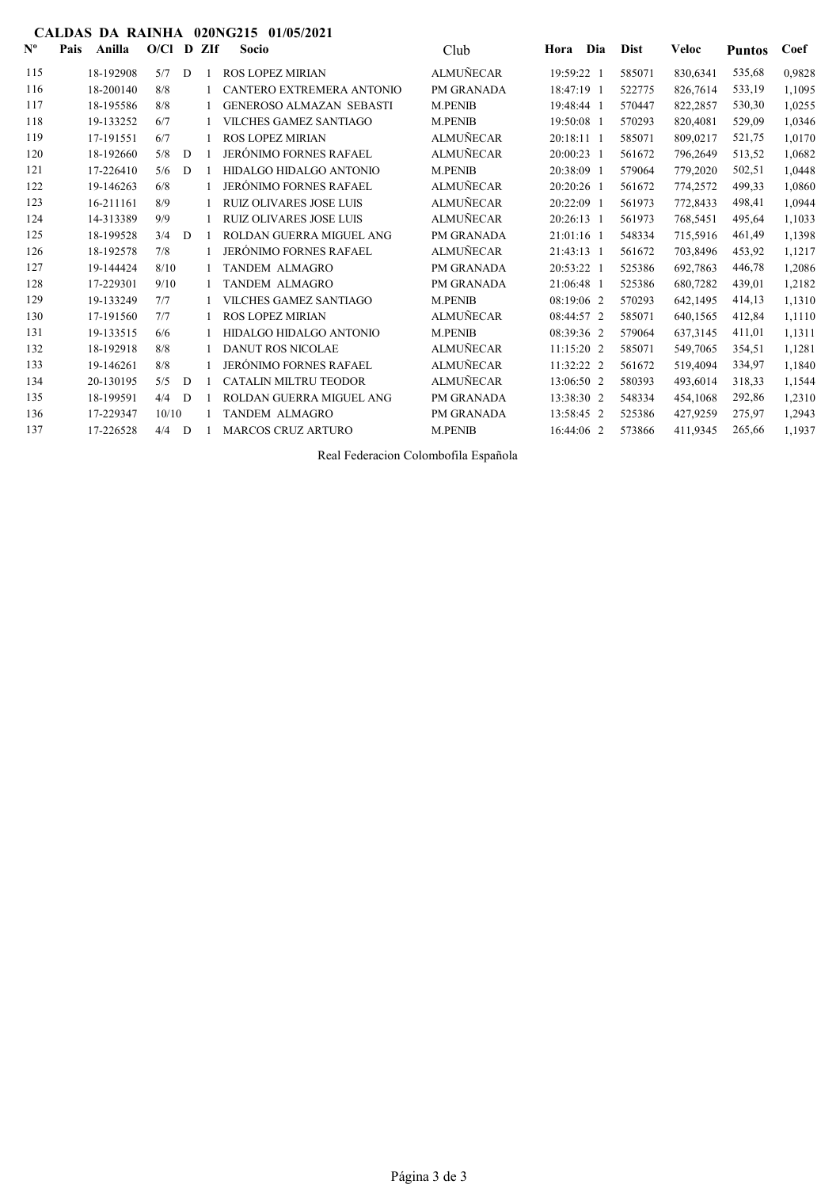**CALDAS DA RAINHA 020NG215 01/05/2021**

| Nº | Pais | Anilla | O/Cl | D | ZIf | Socio | Club | Hora | Dia | Dist | Veloc | Puntos | Coef |
|---|---|---|---|---|---|---|---|---|---|---|---|---|---|
| 115 | | 18-192908 | 5/7 | D | 1 | ROS LOPEZ MIRIAN | ALMUÑECAR | 19:59:22 | 1 | 585071 | 830,6341 | 535,68 | 0,9828 |
| 116 | | 18-200140 | 8/8 | | 1 | CANTERO EXTREMERA ANTONIO | PM GRANADA | 18:47:19 | 1 | 522775 | 826,7614 | 533,19 | 1,1095 |
| 117 | | 18-195586 | 8/8 | | 1 | GENEROSO ALMAZAN SEBASTI | M.PENIB | 19:48:44 | 1 | 570447 | 822,2857 | 530,30 | 1,0255 |
| 118 | | 19-133252 | 6/7 | | 1 | VILCHES GAMEZ SANTIAGO | M.PENIB | 19:50:08 | 1 | 570293 | 820,4081 | 529,09 | 1,0346 |
| 119 | | 17-191551 | 6/7 | | 1 | ROS LOPEZ MIRIAN | ALMUÑECAR | 20:18:11 | 1 | 585071 | 809,0217 | 521,75 | 1,0170 |
| 120 | | 18-192660 | 5/8 | D | 1 | JERÓNIMO FORNES RAFAEL | ALMUÑECAR | 20:00:23 | 1 | 561672 | 796,2649 | 513,52 | 1,0682 |
| 121 | | 17-226410 | 5/6 | D | 1 | HIDALGO HIDALGO ANTONIO | M.PENIB | 20:38:09 | 1 | 579064 | 779,2020 | 502,51 | 1,0448 |
| 122 | | 19-146263 | 6/8 | | 1 | JERÓNIMO FORNES RAFAEL | ALMUÑECAR | 20:20:26 | 1 | 561672 | 774,2572 | 499,33 | 1,0860 |
| 123 | | 16-211161 | 8/9 | | 1 | RUIZ OLIVARES JOSE LUIS | ALMUÑECAR | 20:22:09 | 1 | 561973 | 772,8433 | 498,41 | 1,0944 |
| 124 | | 14-313389 | 9/9 | | 1 | RUIZ OLIVARES JOSE LUIS | ALMUÑECAR | 20:26:13 | 1 | 561973 | 768,5451 | 495,64 | 1,1033 |
| 125 | | 18-199528 | 3/4 | D | 1 | ROLDAN GUERRA MIGUEL ANG | PM GRANADA | 21:01:16 | 1 | 548334 | 715,5916 | 461,49 | 1,1398 |
| 126 | | 18-192578 | 7/8 | | 1 | JERÓNIMO FORNES RAFAEL | ALMUÑECAR | 21:43:13 | 1 | 561672 | 703,8496 | 453,92 | 1,1217 |
| 127 | | 19-144424 | 8/10 | | 1 | TANDEM ALMAGRO | PM GRANADA | 20:53:22 | 1 | 525386 | 692,7863 | 446,78 | 1,2086 |
| 128 | | 17-229301 | 9/10 | | 1 | TANDEM ALMAGRO | PM GRANADA | 21:06:48 | 1 | 525386 | 680,7282 | 439,01 | 1,2182 |
| 129 | | 19-133249 | 7/7 | | 1 | VILCHES GAMEZ SANTIAGO | M.PENIB | 08:19:06 | 2 | 570293 | 642,1495 | 414,13 | 1,1310 |
| 130 | | 17-191560 | 7/7 | | 1 | ROS LOPEZ MIRIAN | ALMUÑECAR | 08:44:57 | 2 | 585071 | 640,1565 | 412,84 | 1,1110 |
| 131 | | 19-133515 | 6/6 | | 1 | HIDALGO HIDALGO ANTONIO | M.PENIB | 08:39:36 | 2 | 579064 | 637,3145 | 411,01 | 1,1311 |
| 132 | | 18-192918 | 8/8 | | 1 | DANUT ROS NICOLAE | ALMUÑECAR | 11:15:20 | 2 | 585071 | 549,7065 | 354,51 | 1,1281 |
| 133 | | 19-146261 | 8/8 | | 1 | JERÓNIMO FORNES RAFAEL | ALMUÑECAR | 11:32:22 | 2 | 561672 | 519,4094 | 334,97 | 1,1840 |
| 134 | | 20-130195 | 5/5 | D | 1 | CATALIN MILTRU TEODOR | ALMUÑECAR | 13:06:50 | 2 | 580393 | 493,6014 | 318,33 | 1,1544 |
| 135 | | 18-199591 | 4/4 | D | 1 | ROLDAN GUERRA MIGUEL ANG | PM GRANADA | 13:38:30 | 2 | 548334 | 454,1068 | 292,86 | 1,2310 |
| 136 | | 17-229347 | 10/10 | | 1 | TANDEM ALMAGRO | PM GRANADA | 13:58:45 | 2 | 525386 | 427,9259 | 275,97 | 1,2943 |
| 137 | | 17-226528 | 4/4 | D | 1 | MARCOS CRUZ ARTURO | M.PENIB | 16:44:06 | 2 | 573866 | 411,9345 | 265,66 | 1,1937 |

Real Federacion Colombofila Española